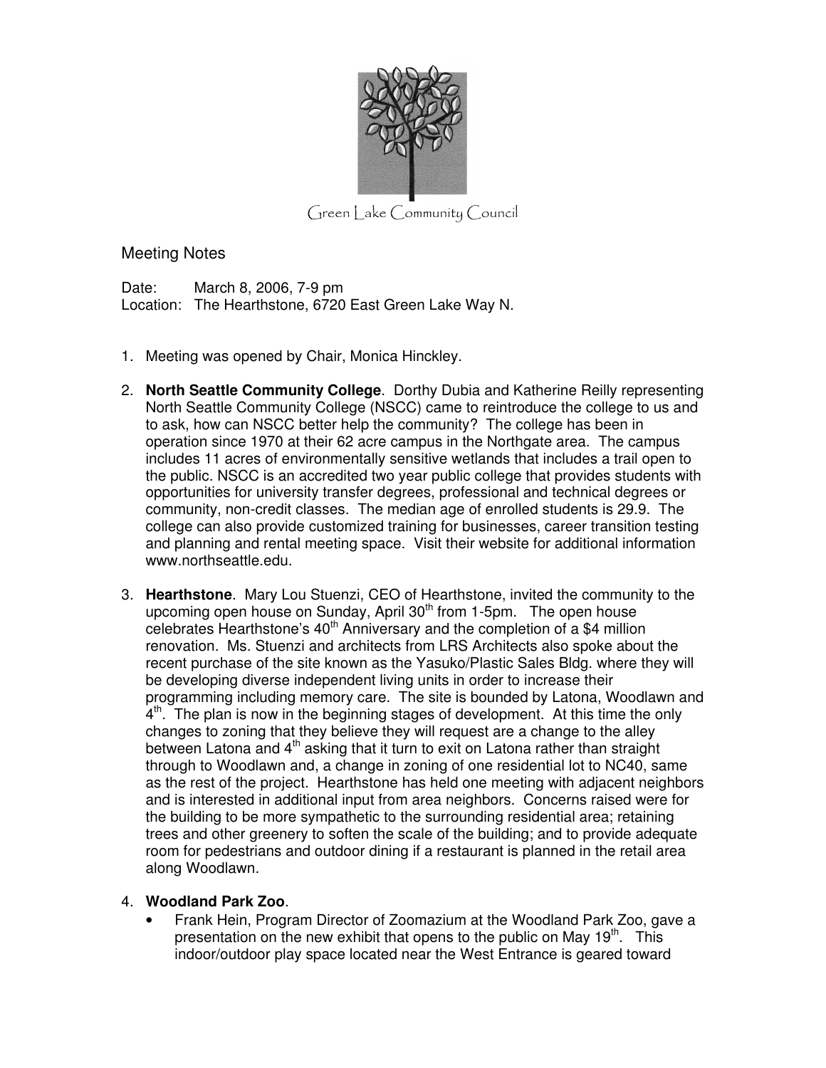Green Lake Community Council

# Meeting Notes

Date: March 8, 2006, 7-9 pm
Location: The Hearthstone, 6720 East Green Lake Way N.

1. Meeting was opened by Chair, Monica Hinckley.

2. **North Seattle Community College**. Dorthy Dubia and Katherine Reilly representing North Seattle Community College (NSCC) came to reintroduce the college to us and to ask, how can NSCC better help the community? The college has been in operation since 1970 at their 62 acre campus in the Northgate area. The campus includes 11 acres of environmentally sensitive wetlands that includes a trail open to the public. NSCC is an accredited two year public college that provides students with opportunities for university transfer degrees, professional and technical degrees or community, non-credit classes. The median age of enrolled students is 29.9. The college can also provide customized training for businesses, career transition testing and planning and rental meeting space. Visit their website for additional information www.northseattle.edu.

3. **Hearthstone**. Mary Lou Stuenzi, CEO of Hearthstone, invited the community to the upcoming open house on Sunday, April 30th from 1-5pm. The open house celebrates Hearthstone's 40th Anniversary and the completion of a $4 million renovation. Ms. Stuenzi and architects from LRS Architects also spoke about the recent purchase of the site known as the Yasuko/Plastic Sales Bldg. where they will be developing diverse independent living units in order to increase their programming including memory care. The site is bounded by Latona, Woodlawn and 4th. The plan is now in the beginning stages of development. At this time the only changes to zoning that they believe they will request are a change to the alley between Latona and 4th asking that it turn to exit on Latona rather than straight through to Woodlawn and, a change in zoning of one residential lot to NC40, same as the rest of the project. Hearthstone has held one meeting with adjacent neighbors and is interested in additional input from area neighbors. Concerns raised were for the building to be more sympathetic to the surrounding residential area; retaining trees and other greenery to soften the scale of the building; and to provide adequate room for pedestrians and outdoor dining if a restaurant is planned in the retail area along Woodlawn.

4. **Woodland Park Zoo**.
   - Frank Hein, Program Director of Zoomazium at the Woodland Park Zoo, gave a presentation on the new exhibit that opens to the public on May 19th. This indoor/outdoor play space located near the West Entrance is geared toward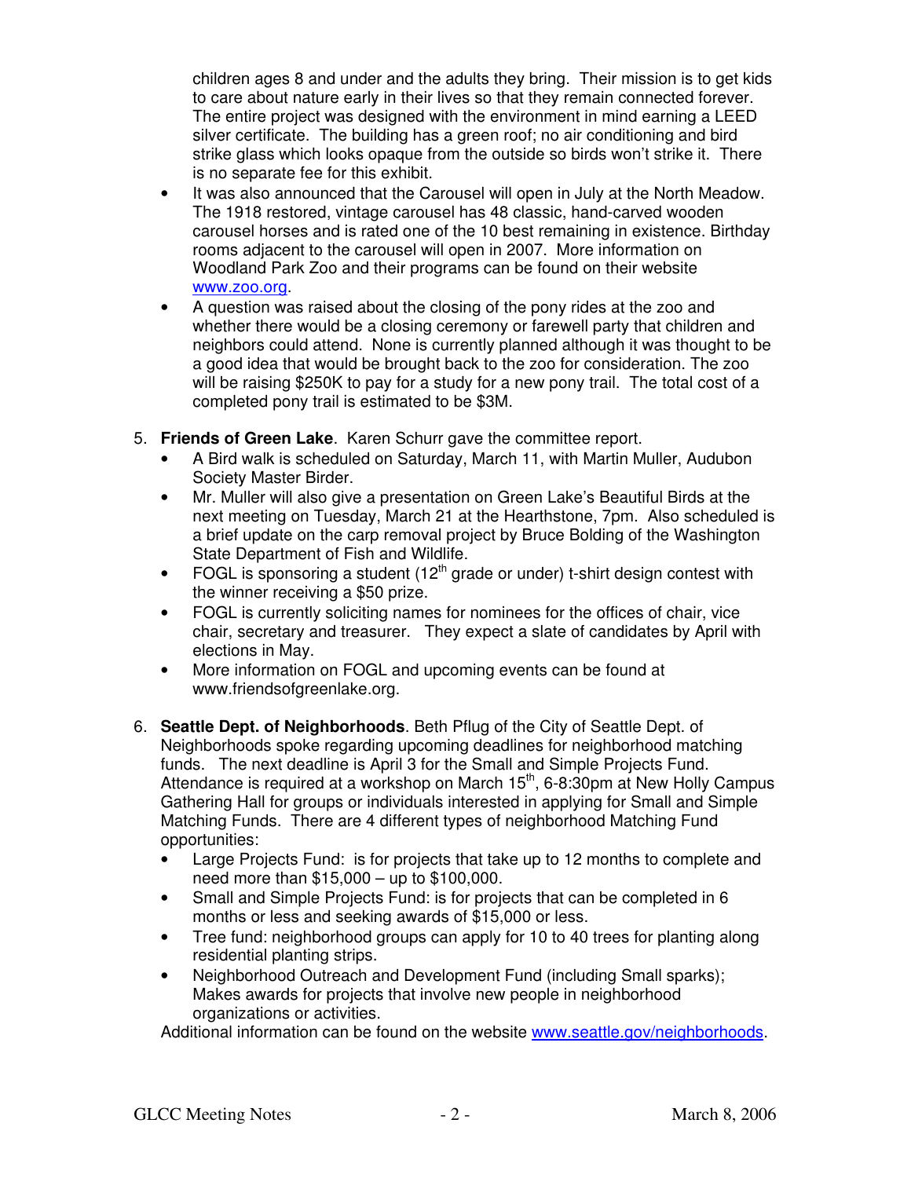children ages 8 and under and the adults they bring. Their mission is to get kids to care about nature early in their lives so that they remain connected forever. The entire project was designed with the environment in mind earning a LEED silver certificate. The building has a green roof; no air conditioning and bird strike glass which looks opaque from the outside so birds won't strike it. There is no separate fee for this exhibit.

- It was also announced that the Carousel will open in July at the North Meadow. The 1918 restored, vintage carousel has 48 classic, hand-carved wooden carousel horses and is rated one of the 10 best remaining in existence. Birthday rooms adjacent to the carousel will open in 2007. More information on Woodland Park Zoo and their programs can be found on their website www.zoo.org.
- A question was raised about the closing of the pony rides at the zoo and whether there would be a closing ceremony or farewell party that children and neighbors could attend. None is currently planned although it was thought to be a good idea that would be brought back to the zoo for consideration. The zoo will be raising $250K to pay for a study for a new pony trail. The total cost of a completed pony trail is estimated to be $3M.

5. **Friends of Green Lake**. Karen Schurr gave the committee report.
   - A Bird walk is scheduled on Saturday, March 11, with Martin Muller, Audubon Society Master Birder.
   - Mr. Muller will also give a presentation on Green Lake's Beautiful Birds at the next meeting on Tuesday, March 21 at the Hearthstone, 7pm. Also scheduled is a brief update on the carp removal project by Bruce Bolding of the Washington State Department of Fish and Wildlife.
   - FOGL is sponsoring a student (12th grade or under) t-shirt design contest with the winner receiving a $50 prize.
   - FOGL is currently soliciting names for nominees for the offices of chair, vice chair, secretary and treasurer. They expect a slate of candidates by April with elections in May.
   - More information on FOGL and upcoming events can be found at www.friendsofgreenlake.org.

6. **Seattle Dept. of Neighborhoods**. Beth Pflug of the City of Seattle Dept. of Neighborhoods spoke regarding upcoming deadlines for neighborhood matching funds. The next deadline is April 3 for the Small and Simple Projects Fund. Attendance is required at a workshop on March 15th, 6-8:30pm at New Holly Campus Gathering Hall for groups or individuals interested in applying for Small and Simple Matching Funds. There are 4 different types of neighborhood Matching Fund opportunities:
   - Large Projects Fund: is for projects that take up to 12 months to complete and need more than $15,000 – up to $100,000.
   - Small and Simple Projects Fund: is for projects that can be completed in 6 months or less and seeking awards of $15,000 or less.
   - Tree fund: neighborhood groups can apply for 10 to 40 trees for planting along residential planting strips.
   - Neighborhood Outreach and Development Fund (including Small sparks); Makes awards for projects that involve new people in neighborhood organizations or activities.

   Additional information can be found on the website www.seattle.gov/neighborhoods.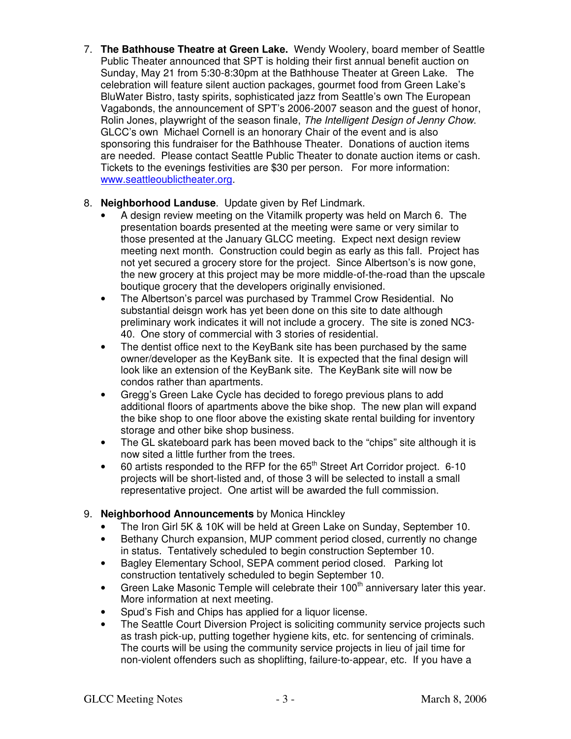7. **The Bathhouse Theatre at Green Lake.** Wendy Woolery, board member of Seattle Public Theater announced that SPT is holding their first annual benefit auction on Sunday, May 21 from 5:30-8:30pm at the Bathhouse Theater at Green Lake. The celebration will feature silent auction packages, gourmet food from Green Lake's BluWater Bistro, tasty spirits, sophisticated jazz from Seattle's own The European Vagabonds, the announcement of SPT's 2006-2007 season and the guest of honor, Rolin Jones, playwright of the season finale, *The Intelligent Design of Jenny Chow*. GLCC's own Michael Cornell is an honorary Chair of the event and is also sponsoring this fundraiser for the Bathhouse Theater. Donations of auction items are needed. Please contact Seattle Public Theater to donate auction items or cash. Tickets to the evenings festivities are $30 per person. For more information: www.seattleoublictheater.org.

8. **Neighborhood Landuse**. Update given by Ref Lindmark.
   - A design review meeting on the Vitamilk property was held on March 6. The presentation boards presented at the meeting were same or very similar to those presented at the January GLCC meeting. Expect next design review meeting next month. Construction could begin as early as this fall. Project has not yet secured a grocery store for the project. Since Albertson's is now gone, the new grocery at this project may be more middle-of-the-road than the upscale boutique grocery that the developers originally envisioned.
   - The Albertson's parcel was purchased by Trammel Crow Residential. No substantial deisgn work has yet been done on this site to date although preliminary work indicates it will not include a grocery. The site is zoned NC3-40. One story of commercial with 3 stories of residential.
   - The dentist office next to the KeyBank site has been purchased by the same owner/developer as the KeyBank site. It is expected that the final design will look like an extension of the KeyBank site. The KeyBank site will now be condos rather than apartments.
   - Gregg's Green Lake Cycle has decided to forego previous plans to add additional floors of apartments above the bike shop. The new plan will expand the bike shop to one floor above the existing skate rental building for inventory storage and other bike shop business.
   - The GL skateboard park has been moved back to the "chips" site although it is now sited a little further from the trees.
   - 60 artists responded to the RFP for the 65th Street Art Corridor project. 6-10 projects will be short-listed and, of those 3 will be selected to install a small representative project. One artist will be awarded the full commission.

9. **Neighborhood Announcements** by Monica Hinckley
   - The Iron Girl 5K & 10K will be held at Green Lake on Sunday, September 10.
   - Bethany Church expansion, MUP comment period closed, currently no change in status. Tentatively scheduled to begin construction September 10.
   - Bagley Elementary School, SEPA comment period closed. Parking lot construction tentatively scheduled to begin September 10.
   - Green Lake Masonic Temple will celebrate their 100th anniversary later this year. More information at next meeting.
   - Spud's Fish and Chips has applied for a liquor license.
   - The Seattle Court Diversion Project is soliciting community service projects such as trash pick-up, putting together hygiene kits, etc. for sentencing of criminals. The courts will be using the community service projects in lieu of jail time for non-violent offenders such as shoplifting, failure-to-appear, etc. If you have a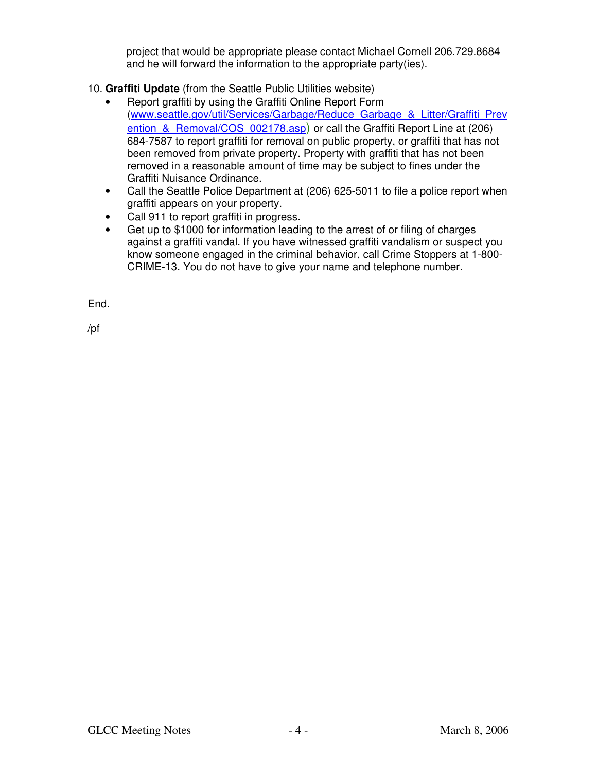project that would be appropriate please contact Michael Cornell 206.729.8684 and he will forward the information to the appropriate party(ies).

10. **Graffiti Update** (from the Seattle Public Utilities website)
    - Report graffiti by using the Graffiti Online Report Form (www.seattle.gov/util/Services/Garbage/Reduce_Garbage_&_Litter/Graffiti_Prevention_&_Removal/COS_002178.asp) or call the Graffiti Report Line at (206) 684-7587 to report graffiti for removal on public property, or graffiti that has not been removed from private property. Property with graffiti that has not been removed in a reasonable amount of time may be subject to fines under the Graffiti Nuisance Ordinance.
    - Call the Seattle Police Department at (206) 625-5011 to file a police report when graffiti appears on your property.
    - Call 911 to report graffiti in progress.
    - Get up to $1000 for information leading to the arrest of or filing of charges against a graffiti vandal. If you have witnessed graffiti vandalism or suspect you know someone engaged in the criminal behavior, call Crime Stoppers at 1-800-CRIME-13. You do not have to give your name and telephone number.

End.

/pf